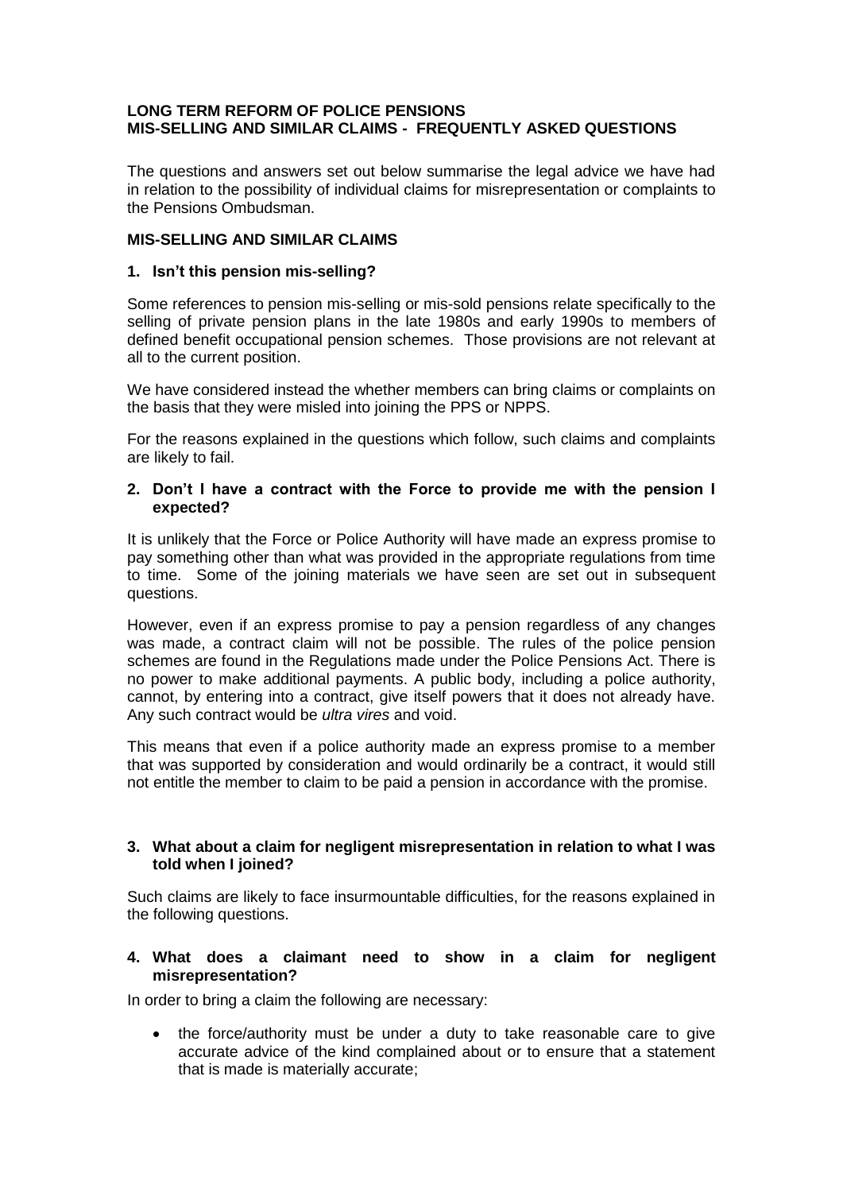**LONG TERM REFORM OF POLICE PENSIONS**
**MIS-SELLING AND SIMILAR CLAIMS - FREQUENTLY ASKED QUESTIONS**

The questions and answers set out below summarise the legal advice we have had in relation to the possibility of individual claims for misrepresentation or complaints to the Pensions Ombudsman.

## MIS-SELLING AND SIMILAR CLAIMS

### 1. Isn't this pension mis-selling?

Some references to pension mis-selling or mis-sold pensions relate specifically to the selling of private pension plans in the late 1980s and early 1990s to members of defined benefit occupational pension schemes. Those provisions are not relevant at all to the current position.

We have considered instead the whether members can bring claims or complaints on the basis that they were misled into joining the PPS or NPPS.

For the reasons explained in the questions which follow, such claims and complaints are likely to fail.

### 2. Don't I have a contract with the Force to provide me with the pension I expected?

It is unlikely that the Force or Police Authority will have made an express promise to pay something other than what was provided in the appropriate regulations from time to time. Some of the joining materials we have seen are set out in subsequent questions.

However, even if an express promise to pay a pension regardless of any changes was made, a contract claim will not be possible. The rules of the police pension schemes are found in the Regulations made under the Police Pensions Act. There is no power to make additional payments. A public body, including a police authority, cannot, by entering into a contract, give itself powers that it does not already have. Any such contract would be *ultra vires* and void.

This means that even if a police authority made an express promise to a member that was supported by consideration and would ordinarily be a contract, it would still not entitle the member to claim to be paid a pension in accordance with the promise.

### 3. What about a claim for negligent misrepresentation in relation to what I was told when I joined?

Such claims are likely to face insurmountable difficulties, for the reasons explained in the following questions.

### 4. What does a claimant need to show in a claim for negligent misrepresentation?

In order to bring a claim the following are necessary:

- the force/authority must be under a duty to take reasonable care to give accurate advice of the kind complained about or to ensure that a statement that is made is materially accurate;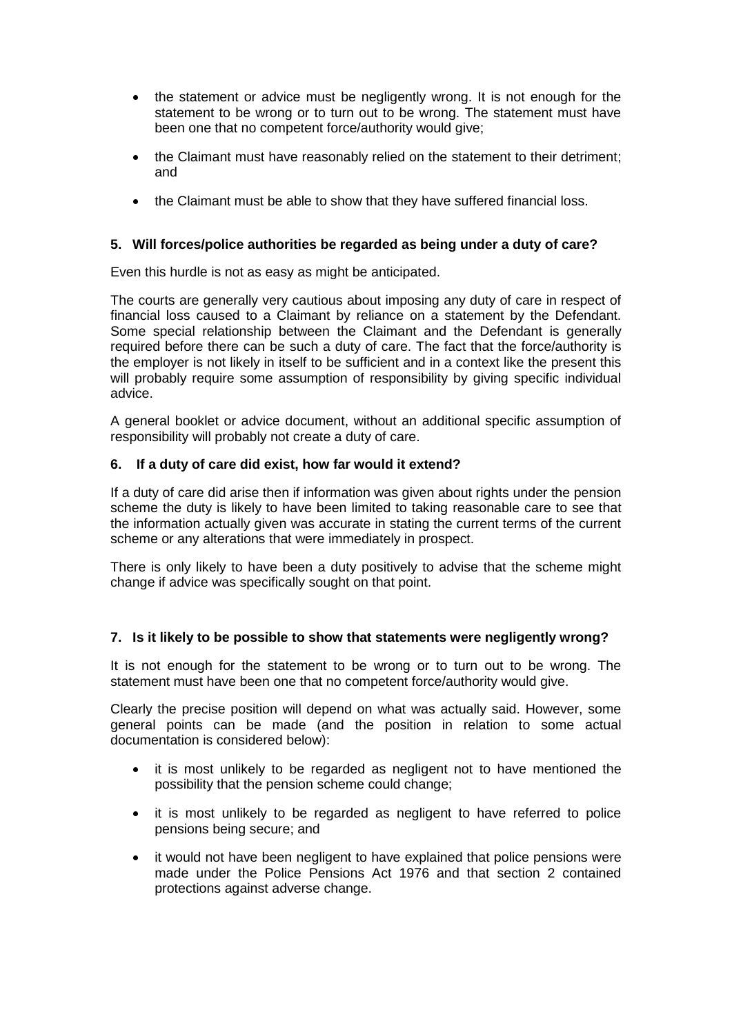- the statement or advice must be negligently wrong. It is not enough for the statement to be wrong or to turn out to be wrong. The statement must have been one that no competent force/authority would give;
- the Claimant must have reasonably relied on the statement to their detriment; and
- the Claimant must be able to show that they have suffered financial loss.

**5. Will forces/police authorities be regarded as being under a duty of care?**

Even this hurdle is not as easy as might be anticipated.

The courts are generally very cautious about imposing any duty of care in respect of financial loss caused to a Claimant by reliance on a statement by the Defendant. Some special relationship between the Claimant and the Defendant is generally required before there can be such a duty of care. The fact that the force/authority is the employer is not likely in itself to be sufficient and in a context like the present this will probably require some assumption of responsibility by giving specific individual advice.

A general booklet or advice document, without an additional specific assumption of responsibility will probably not create a duty of care.

**6. If a duty of care did exist, how far would it extend?**

If a duty of care did arise then if information was given about rights under the pension scheme the duty is likely to have been limited to taking reasonable care to see that the information actually given was accurate in stating the current terms of the current scheme or any alterations that were immediately in prospect.

There is only likely to have been a duty positively to advise that the scheme might change if advice was specifically sought on that point.

**7. Is it likely to be possible to show that statements were negligently wrong?**

It is not enough for the statement to be wrong or to turn out to be wrong. The statement must have been one that no competent force/authority would give.

Clearly the precise position will depend on what was actually said. However, some general points can be made (and the position in relation to some actual documentation is considered below):

- it is most unlikely to be regarded as negligent not to have mentioned the possibility that the pension scheme could change;
- it is most unlikely to be regarded as negligent to have referred to police pensions being secure; and
- it would not have been negligent to have explained that police pensions were made under the Police Pensions Act 1976 and that section 2 contained protections against adverse change.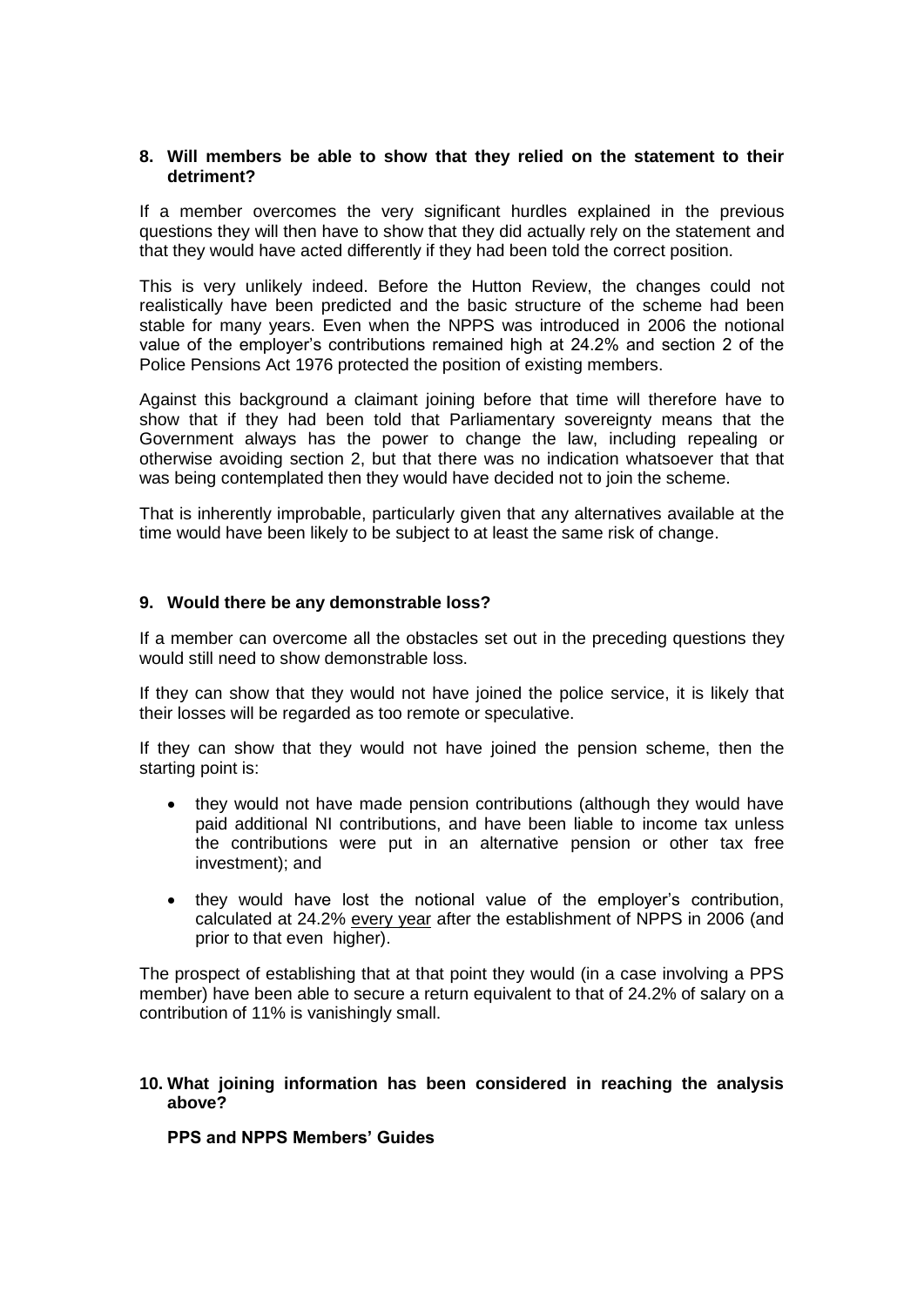**8. Will members be able to show that they relied on the statement to their detriment?**

If a member overcomes the very significant hurdles explained in the previous questions they will then have to show that they did actually rely on the statement and that they would have acted differently if they had been told the correct position.

This is very unlikely indeed. Before the Hutton Review, the changes could not realistically have been predicted and the basic structure of the scheme had been stable for many years. Even when the NPPS was introduced in 2006 the notional value of the employer's contributions remained high at 24.2% and section 2 of the Police Pensions Act 1976 protected the position of existing members.

Against this background a claimant joining before that time will therefore have to show that if they had been told that Parliamentary sovereignty means that the Government always has the power to change the law, including repealing or otherwise avoiding section 2, but that there was no indication whatsoever that that was being contemplated then they would have decided not to join the scheme.

That is inherently improbable, particularly given that any alternatives available at the time would have been likely to be subject to at least the same risk of change.

**9. Would there be any demonstrable loss?**

If a member can overcome all the obstacles set out in the preceding questions they would still need to show demonstrable loss.

If they can show that they would not have joined the police service, it is likely that their losses will be regarded as too remote or speculative.

If they can show that they would not have joined the pension scheme, then the starting point is:

- they would not have made pension contributions (although they would have paid additional NI contributions, and have been liable to income tax unless the contributions were put in an alternative pension or other tax free investment); and
- they would have lost the notional value of the employer's contribution, calculated at 24.2% <u>every year</u> after the establishment of NPPS in 2006 (and prior to that even higher).

The prospect of establishing that at that point they would (in a case involving a PPS member) have been able to secure a return equivalent to that of 24.2% of salary on a contribution of 11% is vanishingly small.

**10. What joining information has been considered in reaching the analysis above?**

**PPS and NPPS Members' Guides**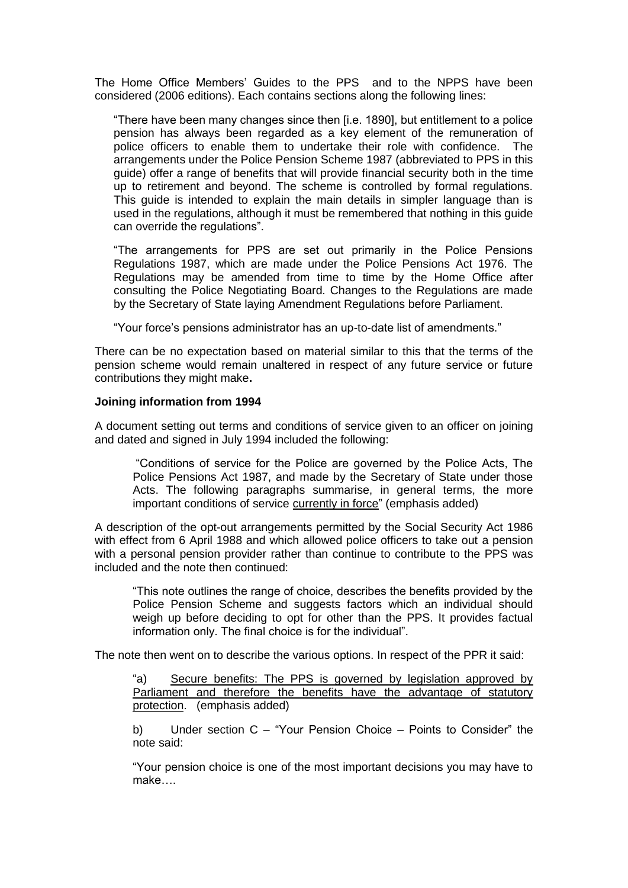The Home Office Members' Guides to the PPS and to the NPPS have been considered (2006 editions). Each contains sections along the following lines:

> "There have been many changes since then [i.e. 1890], but entitlement to a police pension has always been regarded as a key element of the remuneration of police officers to enable them to undertake their role with confidence. The arrangements under the Police Pension Scheme 1987 (abbreviated to PPS in this guide) offer a range of benefits that will provide financial security both in the time up to retirement and beyond. The scheme is controlled by formal regulations. This guide is intended to explain the main details in simpler language than is used in the regulations, although it must be remembered that nothing in this guide can override the regulations".
>
> "The arrangements for PPS are set out primarily in the Police Pensions Regulations 1987, which are made under the Police Pensions Act 1976. The Regulations may be amended from time to time by the Home Office after consulting the Police Negotiating Board. Changes to the Regulations are made by the Secretary of State laying Amendment Regulations before Parliament.
>
> "Your force's pensions administrator has an up-to-date list of amendments."

There can be no expectation based on material similar to this that the terms of the pension scheme would remain unaltered in respect of any future service or future contributions they might make**.**

**Joining information from 1994**

A document setting out terms and conditions of service given to an officer on joining and dated and signed in July 1994 included the following:

> "Conditions of service for the Police are governed by the Police Acts, The Police Pensions Act 1987, and made by the Secretary of State under those Acts. The following paragraphs summarise, in general terms, the more important conditions of service <u>currently in force</u>" (emphasis added)

A description of the opt-out arrangements permitted by the Social Security Act 1986 with effect from 6 April 1988 and which allowed police officers to take out a pension with a personal pension provider rather than continue to contribute to the PPS was included and the note then continued:

> "This note outlines the range of choice, describes the benefits provided by the Police Pension Scheme and suggests factors which an individual should weigh up before deciding to opt for other than the PPS. It provides factual information only. The final choice is for the individual".

The note then went on to describe the various options. In respect of the PPR it said:

> "a) <u>Secure benefits: The PPS is governed by legislation approved by Parliament and therefore the benefits have the advantage of statutory protection</u>. (emphasis added)
>
> b) Under section C – "Your Pension Choice – Points to Consider" the note said:
>
> "Your pension choice is one of the most important decisions you may have to make….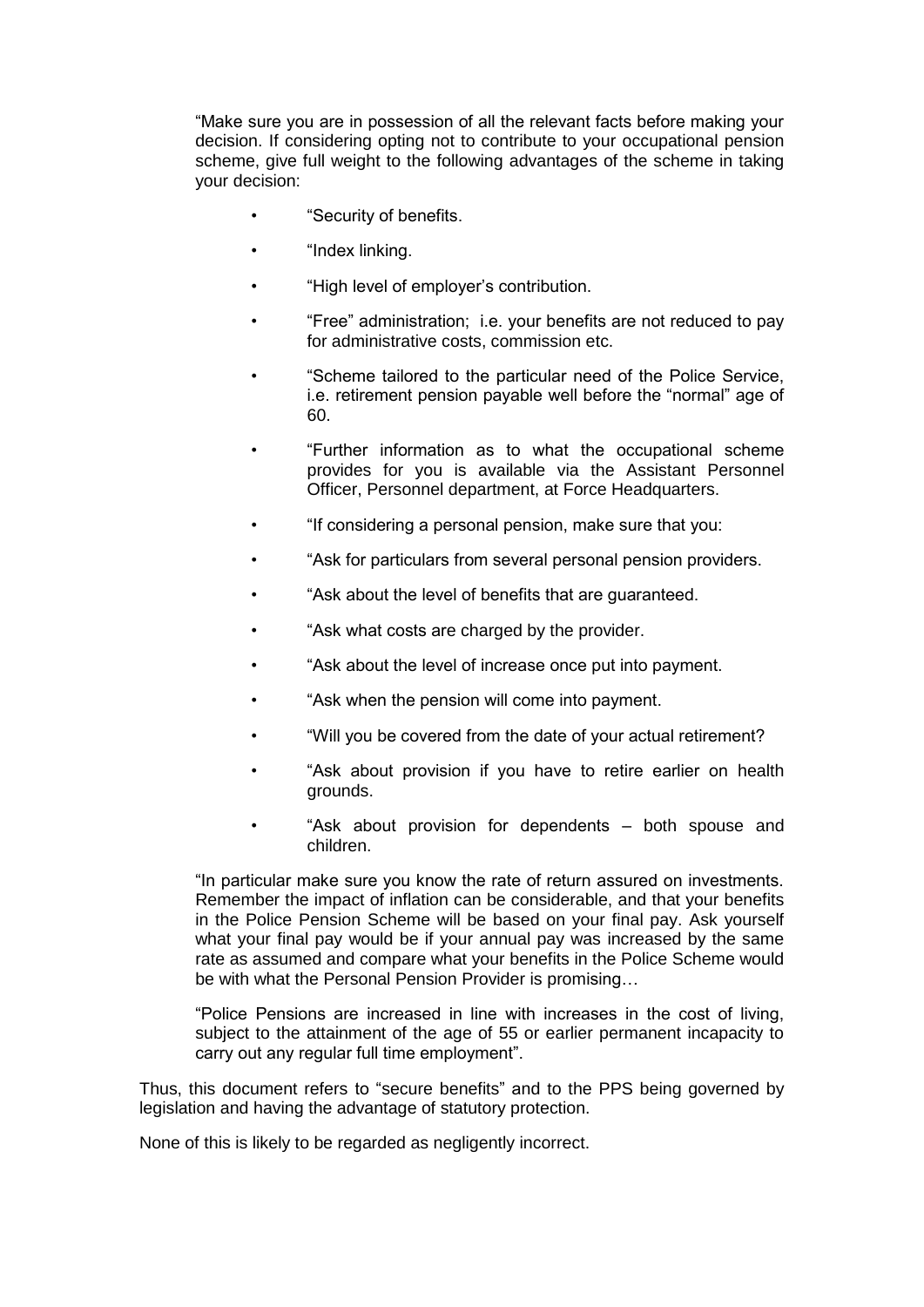"Make sure you are in possession of all the relevant facts before making your decision. If considering opting not to contribute to your occupational pension scheme, give full weight to the following advantages of the scheme in taking your decision:

- "Security of benefits.
- "Index linking.
- "High level of employer's contribution.
- "Free" administration; i.e. your benefits are not reduced to pay for administrative costs, commission etc.
- "Scheme tailored to the particular need of the Police Service, i.e. retirement pension payable well before the "normal" age of 60.
- "Further information as to what the occupational scheme provides for you is available via the Assistant Personnel Officer, Personnel department, at Force Headquarters.
- "If considering a personal pension, make sure that you:
- "Ask for particulars from several personal pension providers.
- "Ask about the level of benefits that are guaranteed.
- "Ask what costs are charged by the provider.
- "Ask about the level of increase once put into payment.
- "Ask when the pension will come into payment.
- "Will you be covered from the date of your actual retirement?
- "Ask about provision if you have to retire earlier on health grounds.
- "Ask about provision for dependents – both spouse and children.

"In particular make sure you know the rate of return assured on investments. Remember the impact of inflation can be considerable, and that your benefits in the Police Pension Scheme will be based on your final pay. Ask yourself what your final pay would be if your annual pay was increased by the same rate as assumed and compare what your benefits in the Police Scheme would be with what the Personal Pension Provider is promising…

"Police Pensions are increased in line with increases in the cost of living, subject to the attainment of the age of 55 or earlier permanent incapacity to carry out any regular full time employment".

Thus, this document refers to "secure benefits" and to the PPS being governed by legislation and having the advantage of statutory protection.

None of this is likely to be regarded as negligently incorrect.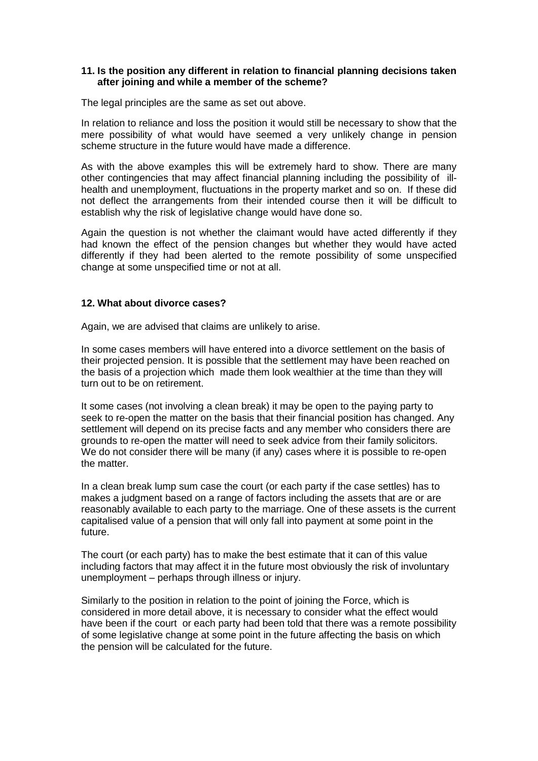**11. Is the position any different in relation to financial planning decisions taken after joining and while a member of the scheme?**

The legal principles are the same as set out above.

In relation to reliance and loss the position it would still be necessary to show that the mere possibility of what would have seemed a very unlikely change in pension scheme structure in the future would have made a difference.

As with the above examples this will be extremely hard to show. There are many other contingencies that may affect financial planning including the possibility of ill-health and unemployment, fluctuations in the property market and so on. If these did not deflect the arrangements from their intended course then it will be difficult to establish why the risk of legislative change would have done so.

Again the question is not whether the claimant would have acted differently if they had known the effect of the pension changes but whether they would have acted differently if they had been alerted to the remote possibility of some unspecified change at some unspecified time or not at all.

**12. What about divorce cases?**

Again, we are advised that claims are unlikely to arise.

In some cases members will have entered into a divorce settlement on the basis of their projected pension. It is possible that the settlement may have been reached on the basis of a projection which made them look wealthier at the time than they will turn out to be on retirement.

It some cases (not involving a clean break) it may be open to the paying party to seek to re-open the matter on the basis that their financial position has changed. Any settlement will depend on its precise facts and any member who considers there are grounds to re-open the matter will need to seek advice from their family solicitors. We do not consider there will be many (if any) cases where it is possible to re-open the matter.

In a clean break lump sum case the court (or each party if the case settles) has to makes a judgment based on a range of factors including the assets that are or are reasonably available to each party to the marriage. One of these assets is the current capitalised value of a pension that will only fall into payment at some point in the future.

The court (or each party) has to make the best estimate that it can of this value including factors that may affect it in the future most obviously the risk of involuntary unemployment – perhaps through illness or injury.

Similarly to the position in relation to the point of joining the Force, which is considered in more detail above, it is necessary to consider what the effect would have been if the court or each party had been told that there was a remote possibility of some legislative change at some point in the future affecting the basis on which the pension will be calculated for the future.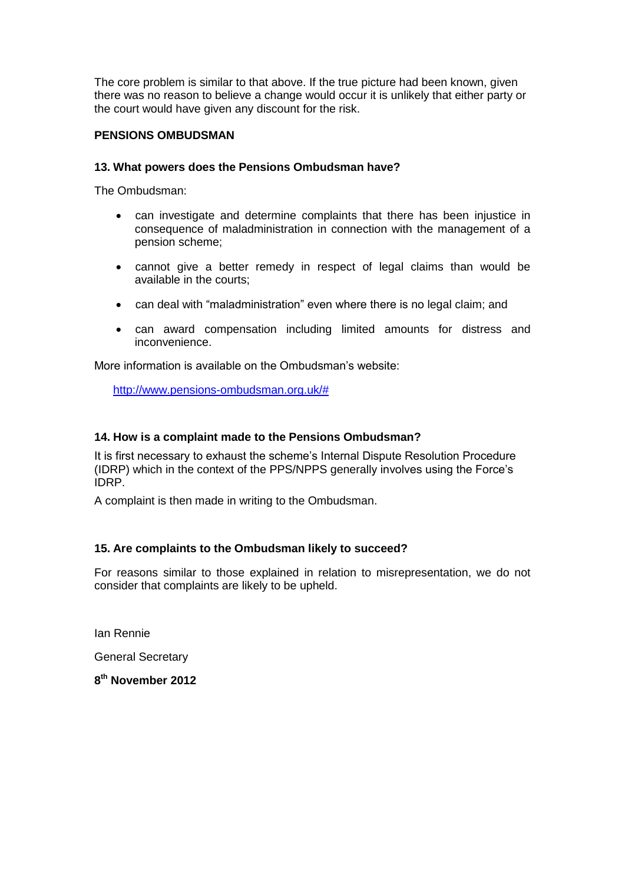The core problem is similar to that above. If the true picture had been known, given there was no reason to believe a change would occur it is unlikely that either party or the court would have given any discount for the risk.

## PENSIONS OMBUDSMAN

### 13. What powers does the Pensions Ombudsman have?

The Ombudsman:

- can investigate and determine complaints that there has been injustice in consequence of maladministration in connection with the management of a pension scheme;
- cannot give a better remedy in respect of legal claims than would be available in the courts;
- can deal with "maladministration" even where there is no legal claim; and
- can award compensation including limited amounts for distress and inconvenience.

More information is available on the Ombudsman's website:

http://www.pensions-ombudsman.org.uk/#

### 14. How is a complaint made to the Pensions Ombudsman?

It is first necessary to exhaust the scheme's Internal Dispute Resolution Procedure (IDRP) which in the context of the PPS/NPPS generally involves using the Force's IDRP.

A complaint is then made in writing to the Ombudsman.

### 15. Are complaints to the Ombudsman likely to succeed?

For reasons similar to those explained in relation to misrepresentation, we do not consider that complaints are likely to be upheld.

Ian Rennie

General Secretary

**8th November 2012**